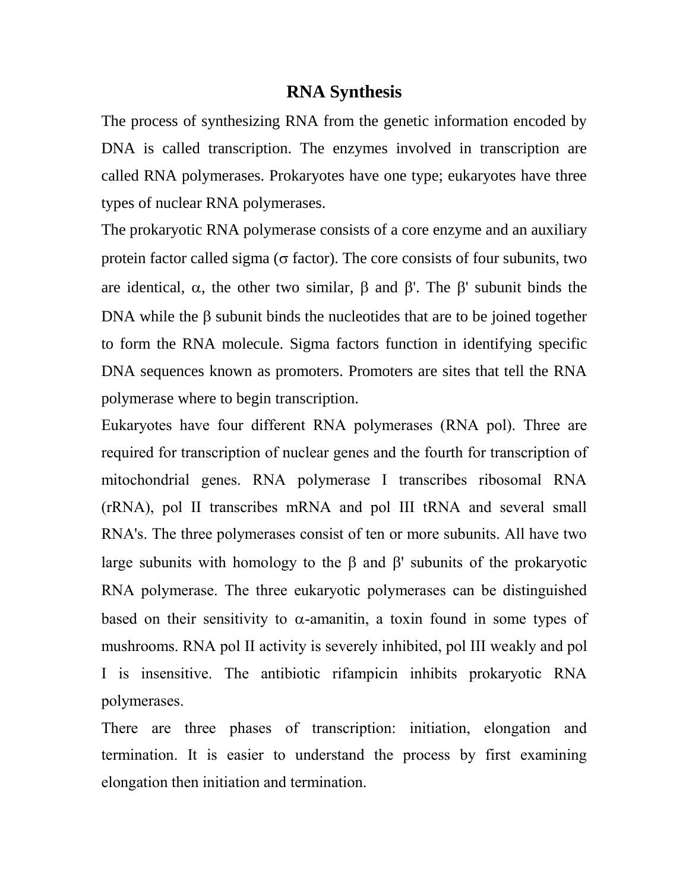# RNA Synthesis

The process of synthesizing RNA from the genetic information encoded by DNA is called transcription. The enzymes involved in transcription are called RNA polymerases. Prokaryotes have one type; eukaryotes have three types of nuclear RNA polymerases.

The prokaryotic RNA polymerase consists of a core enzyme and an auxiliary protein factor called sigma ($\sigma$ factor). The core consists of four subunits, two are identical, $\alpha$, the other two similar, $\beta$ and $\beta'$. The $\beta'$ subunit binds the DNA while the $\beta$ subunit binds the nucleotides that are to be joined together to form the RNA molecule. Sigma factors function in identifying specific DNA sequences known as promoters. Promoters are sites that tell the RNA polymerase where to begin transcription.

Eukaryotes have four different RNA polymerases (RNA pol). Three are required for transcription of nuclear genes and the fourth for transcription of mitochondrial genes. RNA polymerase I transcribes ribosomal RNA (rRNA), pol II transcribes mRNA and pol III tRNA and several small RNA's. The three polymerases consist of ten or more subunits. All have two large subunits with homology to the $\beta$ and $\beta'$ subunits of the prokaryotic RNA polymerase. The three eukaryotic polymerases can be distinguished based on their sensitivity to $\alpha$-amanitin, a toxin found in some types of mushrooms. RNA pol II activity is severely inhibited, pol III weakly and pol I is insensitive. The antibiotic rifampicin inhibits prokaryotic RNA polymerases.

There are three phases of transcription: initiation, elongation and termination. It is easier to understand the process by first examining elongation then initiation and termination.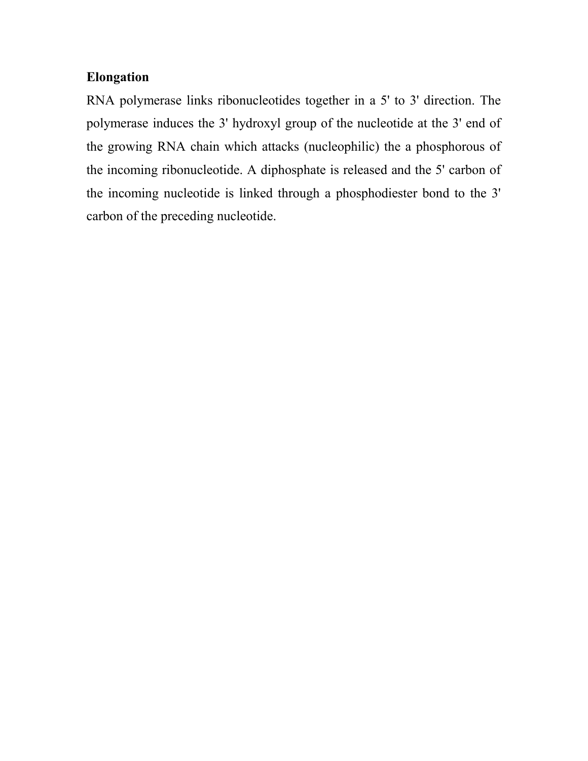**Elongation**

RNA polymerase links ribonucleotides together in a 5' to 3' direction. The polymerase induces the 3' hydroxyl group of the nucleotide at the 3' end of the growing RNA chain which attacks (nucleophilic) the a phosphorous of the incoming ribonucleotide. A diphosphate is released and the 5' carbon of the incoming nucleotide is linked through a phosphodiester bond to the 3' carbon of the preceding nucleotide.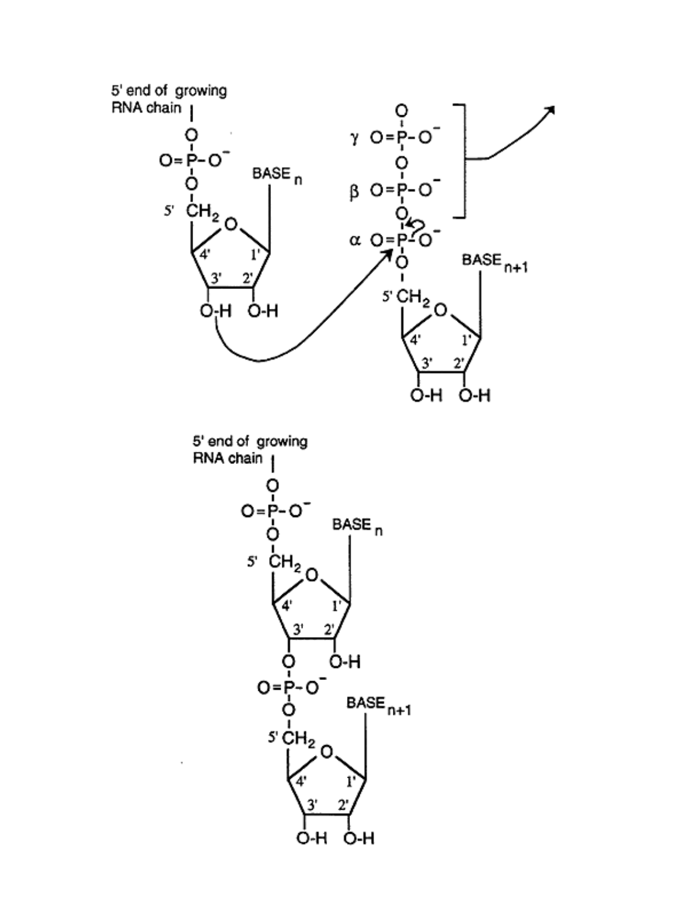5' end of growing RNA chain

$O=P-O^-$

BASE $_n$

5' $CH_2$

4' 1' 3' 2'

O-H O-H

$\gamma$ $O=P-O^-$

$\beta$ $O=P-O^-$

$\alpha$ $O=P-O^-$

BASE $_{n+1}$

5' $CH_2$

4' 1' 3' 2'

O-H O-H

5' end of growing RNA chain

$O=P-O^-$

BASE $_n$

5' $CH_2$

4' 1' 3' 2'

O-H

$O=P-O^-$

BASE $_{n+1}$

5' $CH_2$

4' 1' 3' 2'

O-H O-H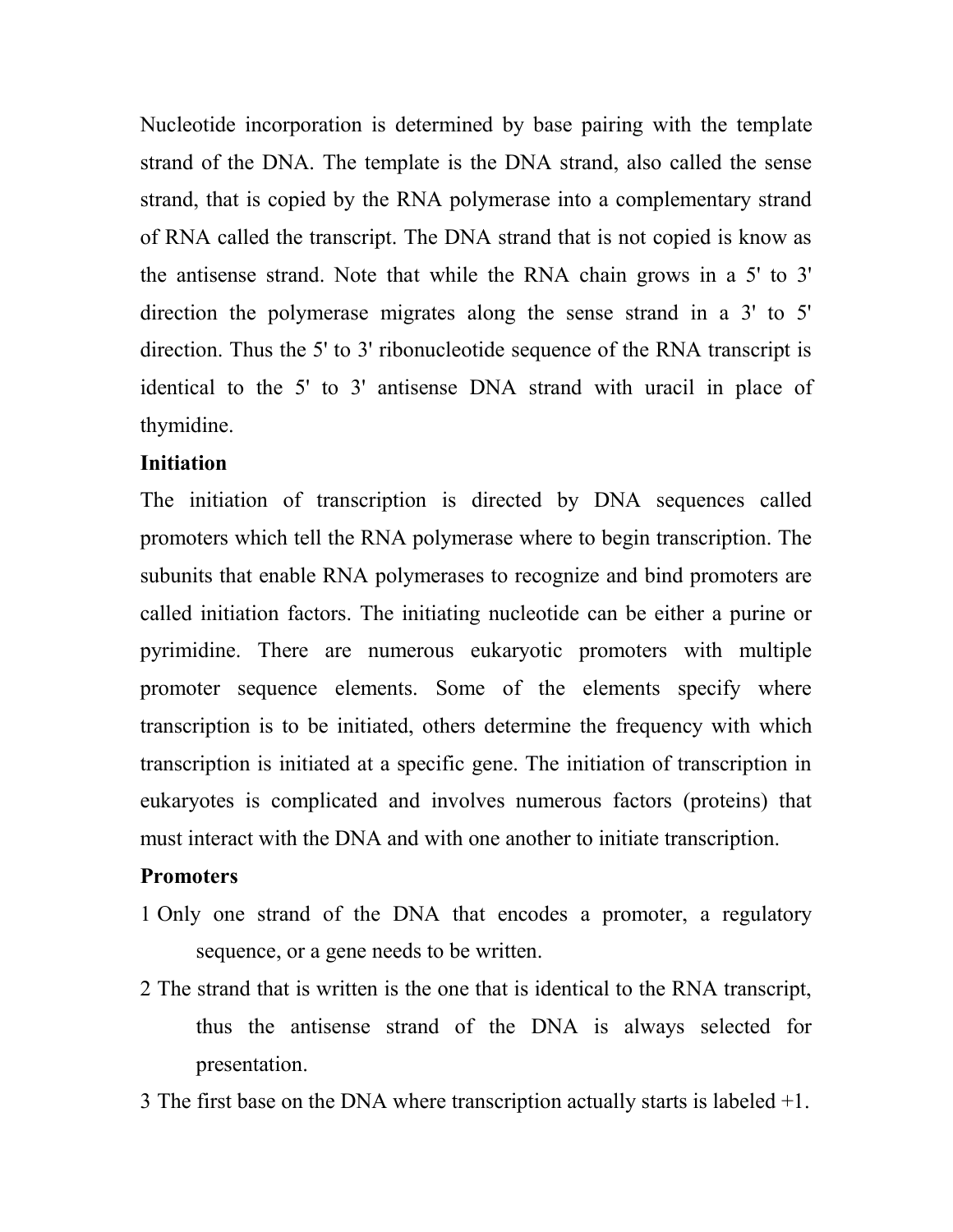Nucleotide incorporation is determined by base pairing with the template strand of the DNA. The template is the DNA strand, also called the sense strand, that is copied by the RNA polymerase into a complementary strand of RNA called the transcript. The DNA strand that is not copied is know as the antisense strand. Note that while the RNA chain grows in a 5' to 3' direction the polymerase migrates along the sense strand in a 3' to 5' direction. Thus the 5' to 3' ribonucleotide sequence of the RNA transcript is identical to the 5' to 3' antisense DNA strand with uracil in place of thymidine.

**Initiation**

The initiation of transcription is directed by DNA sequences called promoters which tell the RNA polymerase where to begin transcription. The subunits that enable RNA polymerases to recognize and bind promoters are called initiation factors. The initiating nucleotide can be either a purine or pyrimidine. There are numerous eukaryotic promoters with multiple promoter sequence elements. Some of the elements specify where transcription is to be initiated, others determine the frequency with which transcription is initiated at a specific gene. The initiation of transcription in eukaryotes is complicated and involves numerous factors (proteins) that must interact with the DNA and with one another to initiate transcription.

**Promoters**

1 Only one strand of the DNA that encodes a promoter, a regulatory sequence, or a gene needs to be written.

2 The strand that is written is the one that is identical to the RNA transcript, thus the antisense strand of the DNA is always selected for presentation.

3 The first base on the DNA where transcription actually starts is labeled +1.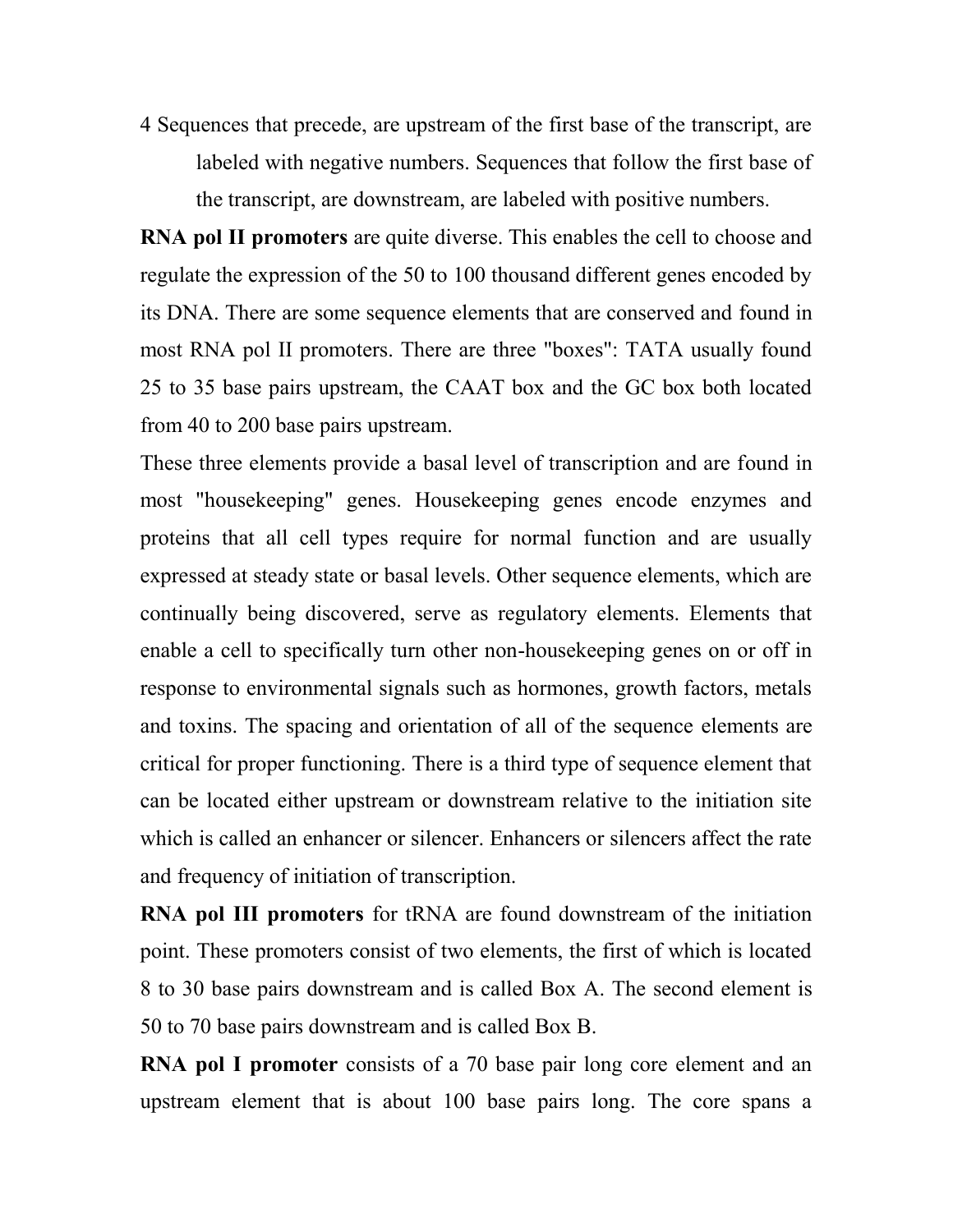4 Sequences that precede, are upstream of the first base of the transcript, are labeled with negative numbers. Sequences that follow the first base of the transcript, are downstream, are labeled with positive numbers.

**RNA pol II promoters** are quite diverse. This enables the cell to choose and regulate the expression of the 50 to 100 thousand different genes encoded by its DNA. There are some sequence elements that are conserved and found in most RNA pol II promoters. There are three "boxes": TATA usually found 25 to 35 base pairs upstream, the CAAT box and the GC box both located from 40 to 200 base pairs upstream.

These three elements provide a basal level of transcription and are found in most "housekeeping" genes. Housekeeping genes encode enzymes and proteins that all cell types require for normal function and are usually expressed at steady state or basal levels. Other sequence elements, which are continually being discovered, serve as regulatory elements. Elements that enable a cell to specifically turn other non-housekeeping genes on or off in response to environmental signals such as hormones, growth factors, metals and toxins. The spacing and orientation of all of the sequence elements are critical for proper functioning. There is a third type of sequence element that can be located either upstream or downstream relative to the initiation site which is called an enhancer or silencer. Enhancers or silencers affect the rate and frequency of initiation of transcription.

**RNA pol III promoters** for tRNA are found downstream of the initiation point. These promoters consist of two elements, the first of which is located 8 to 30 base pairs downstream and is called Box A. The second element is 50 to 70 base pairs downstream and is called Box B.

**RNA pol I promoter** consists of a 70 base pair long core element and an upstream element that is about 100 base pairs long. The core spans a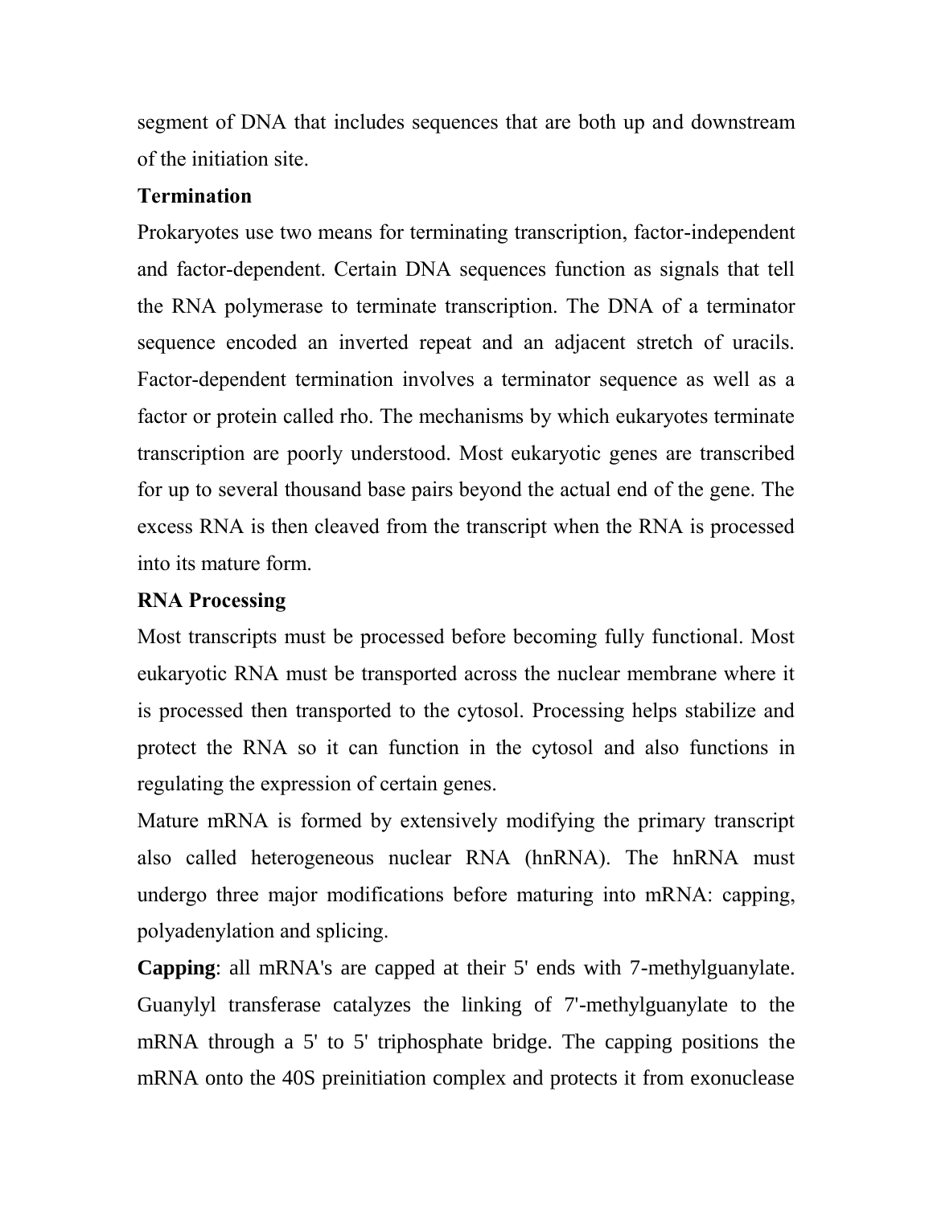segment of DNA that includes sequences that are both up and downstream of the initiation site.

**Termination**

Prokaryotes use two means for terminating transcription, factor-independent and factor-dependent. Certain DNA sequences function as signals that tell the RNA polymerase to terminate transcription. The DNA of a terminator sequence encoded an inverted repeat and an adjacent stretch of uracils. Factor-dependent termination involves a terminator sequence as well as a factor or protein called rho. The mechanisms by which eukaryotes terminate transcription are poorly understood. Most eukaryotic genes are transcribed for up to several thousand base pairs beyond the actual end of the gene. The excess RNA is then cleaved from the transcript when the RNA is processed into its mature form.

**RNA Processing**

Most transcripts must be processed before becoming fully functional. Most eukaryotic RNA must be transported across the nuclear membrane where it is processed then transported to the cytosol. Processing helps stabilize and protect the RNA so it can function in the cytosol and also functions in regulating the expression of certain genes.

Mature mRNA is formed by extensively modifying the primary transcript also called heterogeneous nuclear RNA (hnRNA). The hnRNA must undergo three major modifications before maturing into mRNA: capping, polyadenylation and splicing.

**Capping**: all mRNA's are capped at their 5' ends with 7-methylguanylate. Guanylyl transferase catalyzes the linking of 7'-methylguanylate to the mRNA through a 5' to 5' triphosphate bridge. The capping positions the mRNA onto the 40S preinitiation complex and protects it from exonuclease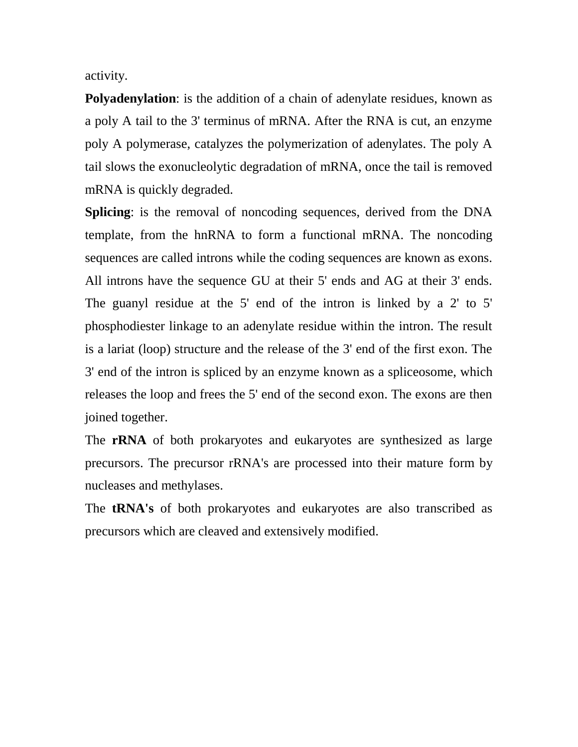activity.

**Polyadenylation**: is the addition of a chain of adenylate residues, known as a poly A tail to the 3' terminus of mRNA. After the RNA is cut, an enzyme poly A polymerase, catalyzes the polymerization of adenylates. The poly A tail slows the exonucleolytic degradation of mRNA, once the tail is removed mRNA is quickly degraded.

**Splicing**: is the removal of noncoding sequences, derived from the DNA template, from the hnRNA to form a functional mRNA. The noncoding sequences are called introns while the coding sequences are known as exons. All introns have the sequence GU at their 5' ends and AG at their 3' ends. The guanyl residue at the 5' end of the intron is linked by a 2' to 5' phosphodiester linkage to an adenylate residue within the intron. The result is a lariat (loop) structure and the release of the 3' end of the first exon. The 3' end of the intron is spliced by an enzyme known as a spliceosome, which releases the loop and frees the 5' end of the second exon. The exons are then joined together.

The **rRNA** of both prokaryotes and eukaryotes are synthesized as large precursors. The precursor rRNA's are processed into their mature form by nucleases and methylases.

The **tRNA's** of both prokaryotes and eukaryotes are also transcribed as precursors which are cleaved and extensively modified.